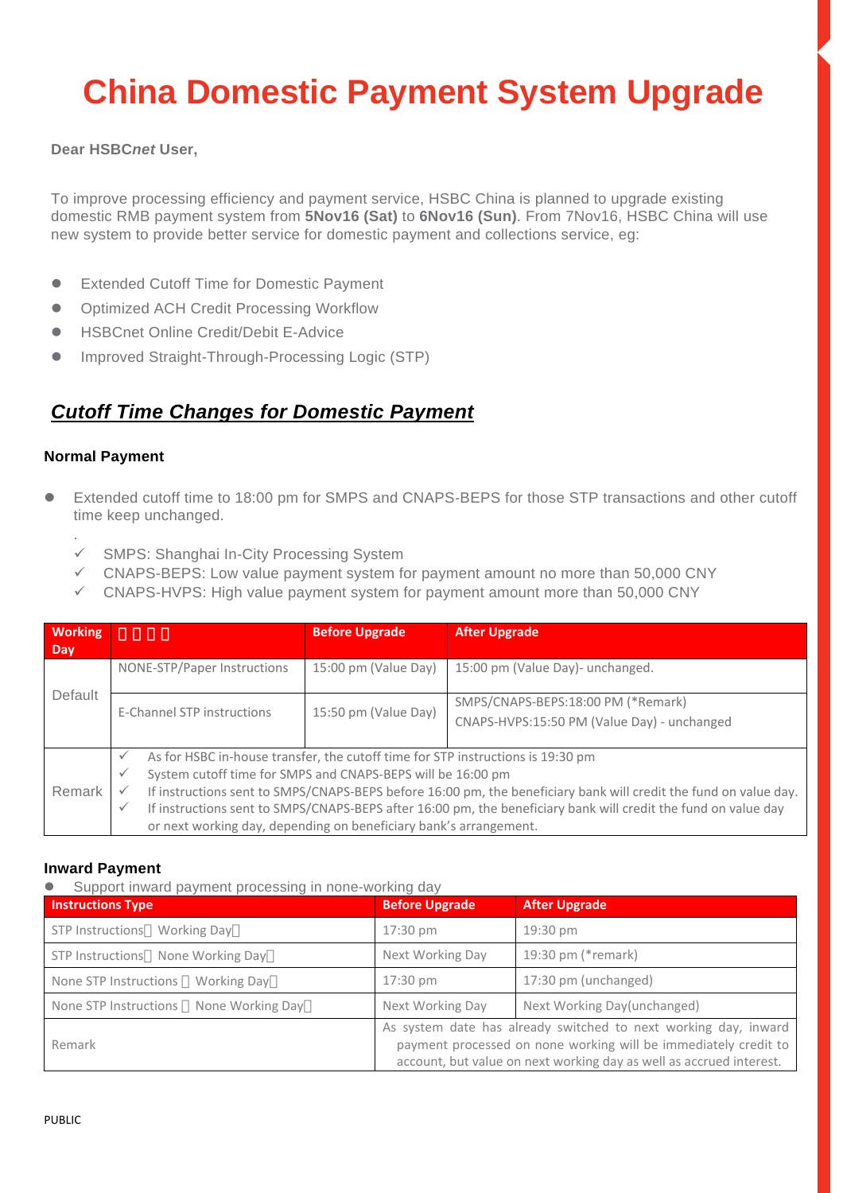# China Domestic Payment System Upgrade

**Dear HSBC*net* User,**

To improve processing efficiency and payment service, HSBC China is planned to upgrade existing domestic RMB payment system from **5Nov16 (Sat)** to **6Nov16 (Sun)**. From 7Nov16, HSBC China will use new system to provide better service for domestic payment and collections service, eg:

- Extended Cutoff Time for Domestic Payment
- Optimized ACH Credit Processing Workflow
- HSBCnet Online Credit/Debit E-Advice
- Improved Straight-Through-Processing Logic (STP)

## ***Cutoff Time Changes for Domestic Payment***

### Normal Payment

- Extended cutoff time to 18:00 pm for SMPS and CNAPS-BEPS for those STP transactions and other cutoff time keep unchanged.

  .

  - ✓ SMPS: Shanghai In-City Processing System
  - ✓ CNAPS-BEPS: Low value payment system for payment amount no more than 50,000 CNY
  - ✓ CNAPS-HVPS: High value payment system for payment amount more than 50,000 CNY

| Working Day | □□□□ | Before Upgrade | After Upgrade |
|---|---|---|---|
| Default | NONE-STP/Paper Instructions | 15:00 pm (Value Day) | 15:00 pm (Value Day)- unchanged. |
| | E-Channel STP instructions | 15:50 pm (Value Day) | SMPS/CNAPS-BEPS:18:00 PM (*Remark)<br>CNAPS-HVPS:15:50 PM (Value Day) - unchanged |
| Remark | ✓ As for HSBC in-house transfer, the cutoff time for STP instructions is 19:30 pm<br>✓ System cutoff time for SMPS and CNAPS-BEPS will be 16:00 pm<br>✓ If instructions sent to SMPS/CNAPS-BEPS before 16:00 pm, the beneficiary bank will credit the fund on value day.<br>✓ If instructions sent to SMPS/CNAPS-BEPS after 16:00 pm, the beneficiary bank will credit the fund on value day or next working day, depending on beneficiary bank's arrangement. | | |

### Inward Payment

- Support inward payment processing in none-working day

| Instructions Type | Before Upgrade | After Upgrade |
|---|---|---|
| STP Instructions□ Working Day□ | 17:30 pm | 19:30 pm |
| STP Instructions□ None Working Day□ | Next Working Day | 19:30 pm (*remark) |
| None STP Instructions □ Working Day□ | 17:30 pm | 17:30 pm (unchanged) |
| None STP Instructions □ None Working Day□ | Next Working Day | Next Working Day(unchanged) |
| Remark | As system date has already switched to next working day, inward payment processed on none working will be immediately credit to account, but value on next working day as well as accrued interest. | |

PUBLIC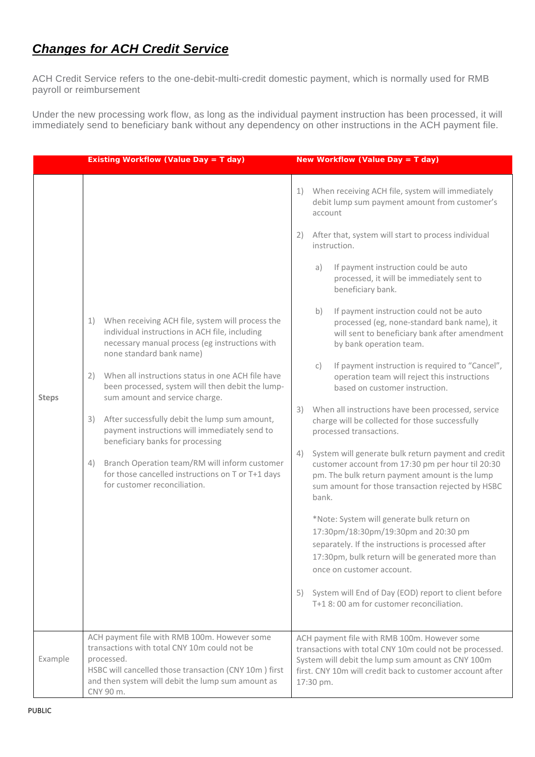## ***Changes for ACH Credit Service***

ACH Credit Service refers to the one-debit-multi-credit domestic payment, which is normally used for RMB payroll or reimbursement

Under the new processing work flow, as long as the individual payment instruction has been processed, it will immediately send to beneficiary bank without any dependency on other instructions in the ACH payment file.

| | Existing Workflow (Value Day = T day) | New Workflow (Value Day = T day) |
|---|---|---|
| **Steps** | 1) When receiving ACH file, system will process the individual instructions in ACH file, including necessary manual process (eg instructions with none standard bank name)<br><br>2) When all instructions status in one ACH file have been processed, system will then debit the lump-sum amount and service charge.<br><br>3) After successfully debit the lump sum amount, payment instructions will immediately send to beneficiary banks for processing<br><br>4) Branch Operation team/RM will inform customer for those cancelled instructions on T or T+1 days for customer reconciliation. | 1) When receiving ACH file, system will immediately debit lump sum payment amount from customer's account<br><br>2) After that, system will start to process individual instruction.<br><br>a) If payment instruction could be auto processed, it will be immediately sent to beneficiary bank.<br><br>b) If payment instruction could not be auto processed (eg, none-standard bank name), it will sent to beneficiary bank after amendment by bank operation team.<br><br>c) If payment instruction is required to "Cancel", operation team will reject this instructions based on customer instruction.<br><br>3) When all instructions have been processed, service charge will be collected for those successfully processed transactions.<br><br>4) System will generate bulk return payment and credit customer account from 17:30 pm per hour til 20:30 pm. The bulk return payment amount is the lump sum amount for those transaction rejected by HSBC bank.<br><br>*Note: System will generate bulk return on 17:30pm/18:30pm/19:30pm and 20:30 pm separately. If the instructions is processed after 17:30pm, bulk return will be generated more than once on customer account.<br><br>5) System will End of Day (EOD) report to client before T+1 8: 00 am for customer reconciliation. |
| Example | ACH payment file with RMB 100m. However some transactions with total CNY 10m could not be processed.<br>HSBC will cancelled those transaction (CNY 10m ) first and then system will debit the lump sum amount as CNY 90 m. | ACH payment file with RMB 100m. However some transactions with total CNY 10m could not be processed. System will debit the lump sum amount as CNY 100m first. CNY 10m will credit back to customer account after 17:30 pm. |

PUBLIC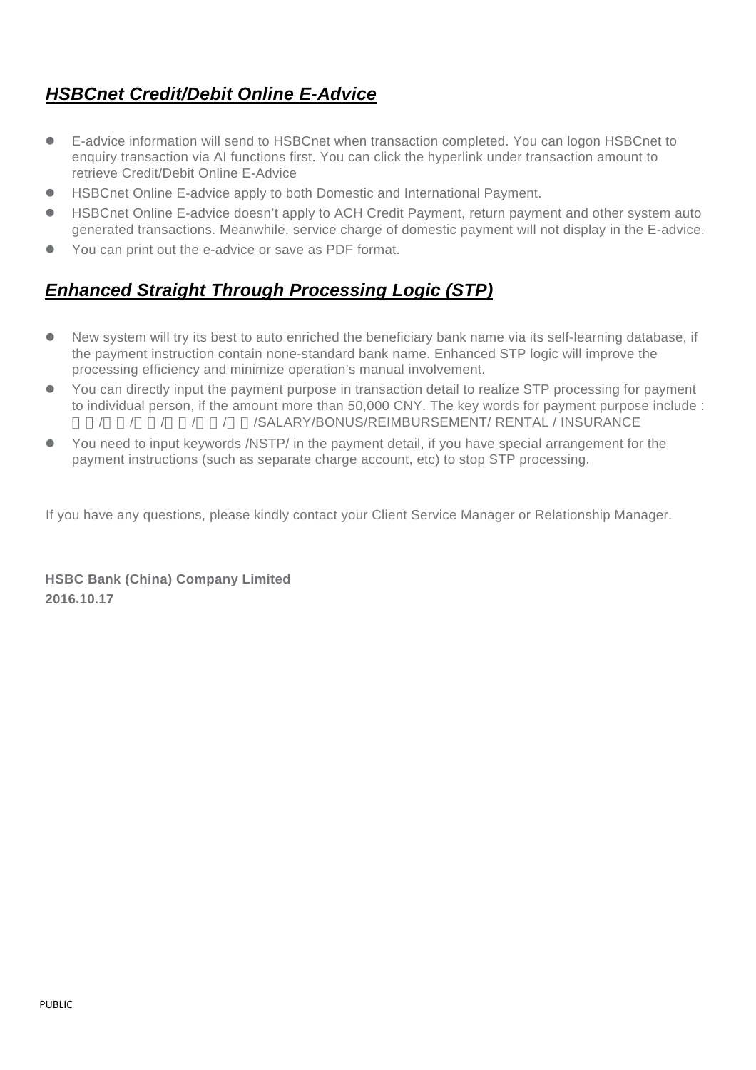## ***HSBCnet Credit/Debit Online E-Advice***

- E-advice information will send to HSBCnet when transaction completed. You can logon HSBCnet to enquiry transaction via AI functions first. You can click the hyperlink under transaction amount to retrieve Credit/Debit Online E-Advice
- HSBCnet Online E-advice apply to both Domestic and International Payment.
- HSBCnet Online E-advice doesn't apply to ACH Credit Payment, return payment and other system auto generated transactions. Meanwhile, service charge of domestic payment will not display in the E-advice.
- You can print out the e-advice or save as PDF format.

## ***Enhanced Straight Through Processing Logic (STP)***

- New system will try its best to auto enriched the beneficiary bank name via its self-learning database, if the payment instruction contain none-standard bank name. Enhanced STP logic will improve the processing efficiency and minimize operation's manual involvement.
- You can directly input the payment purpose in transaction detail to realize STP processing for payment to individual person, if the amount more than 50,000 CNY. The key words for payment purpose include : □□/□□/□□/□□/□□/SALARY/BONUS/REIMBURSEMENT/ RENTAL / INSURANCE
- You need to input keywords /NSTP/ in the payment detail, if you have special arrangement for the payment instructions (such as separate charge account, etc) to stop STP processing.

If you have any questions, please kindly contact your Client Service Manager or Relationship Manager.

**HSBC Bank (China) Company Limited**
**2016.10.17**